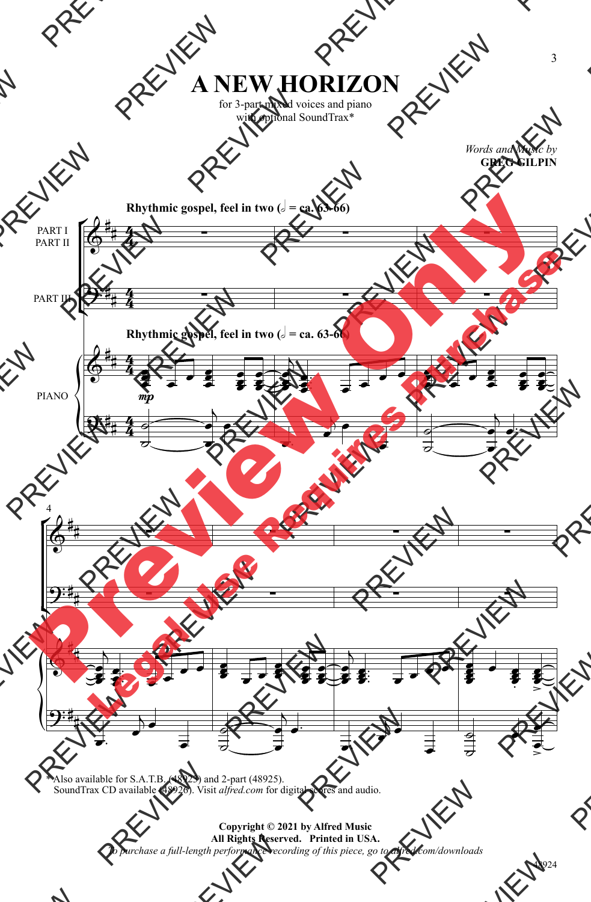# A NEW HORIZON

for 3-part mixed voices and piano
with optional SoundTrax*

*Words and Music by*
**GREG GILPIN**

**Rhythmic gospel, feel in two (𝅗𝅥 = ca. 63-66)**

PART I
PART II

PART III

PIANO

*mp*

\* Also available for S.A.T.B. (48923) and 2-part (48925).
SoundTrax CD available (48926). Visit *alfred.com* for digital scores and audio.

**Copyright © 2021 by Alfred Music**
**All Rights Reserved. Printed in USA.**
*To purchase a full-length performance recording of this piece, go to alfred.com/downloads*

48924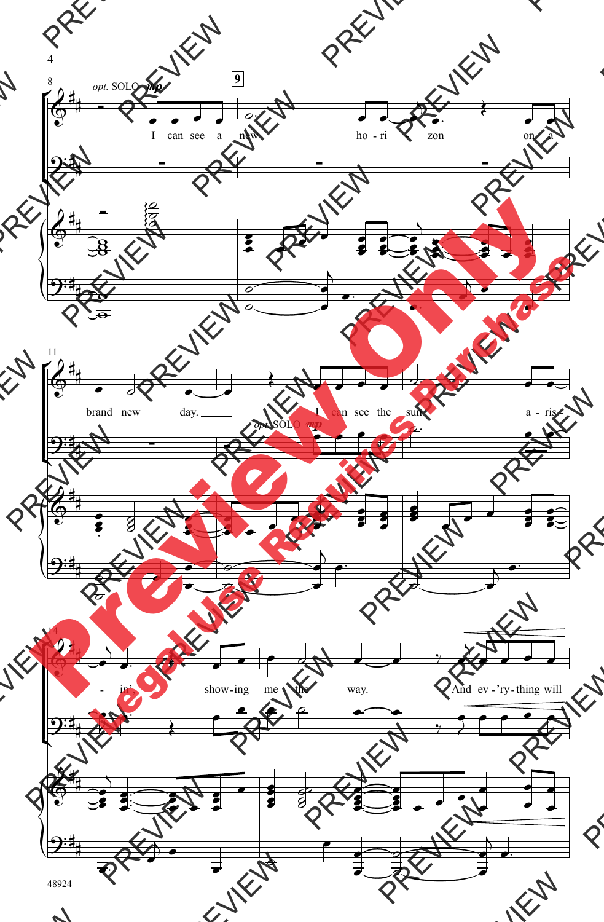opt. SOLO *mp*

I can see a new ho - ri - zon on a brand new day. I can see the sun a - ris - in', show - ing me the way. And ev - 'ry - thing will

opt. SOLO *mp*

48924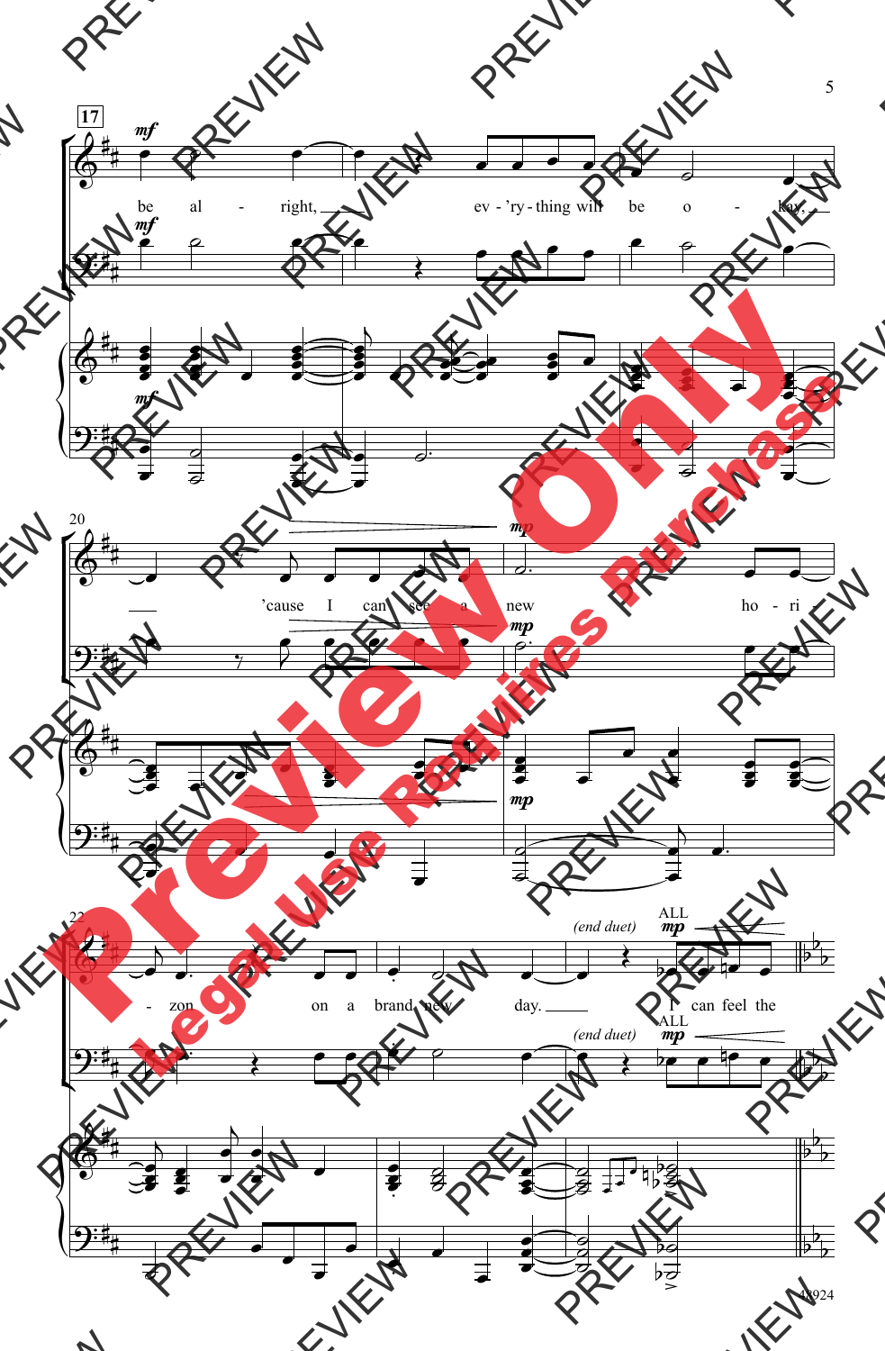17

*mf*

be al - right, ev - 'ry - thing will be o - kay, 'cause I can see a new ho - ri - zon on a brand new day.

*mp*

*(end duet)*

ALL

*mp*

I can feel the

48924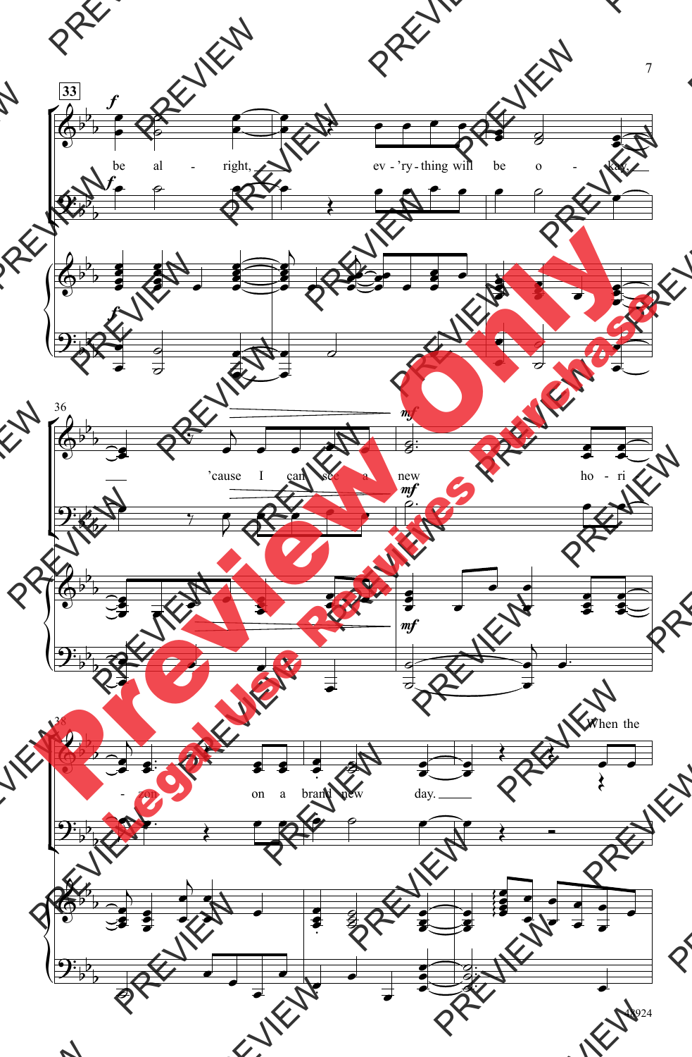be alright, everything will be okay,

'cause I can see a new horizon on a brand new day.

When the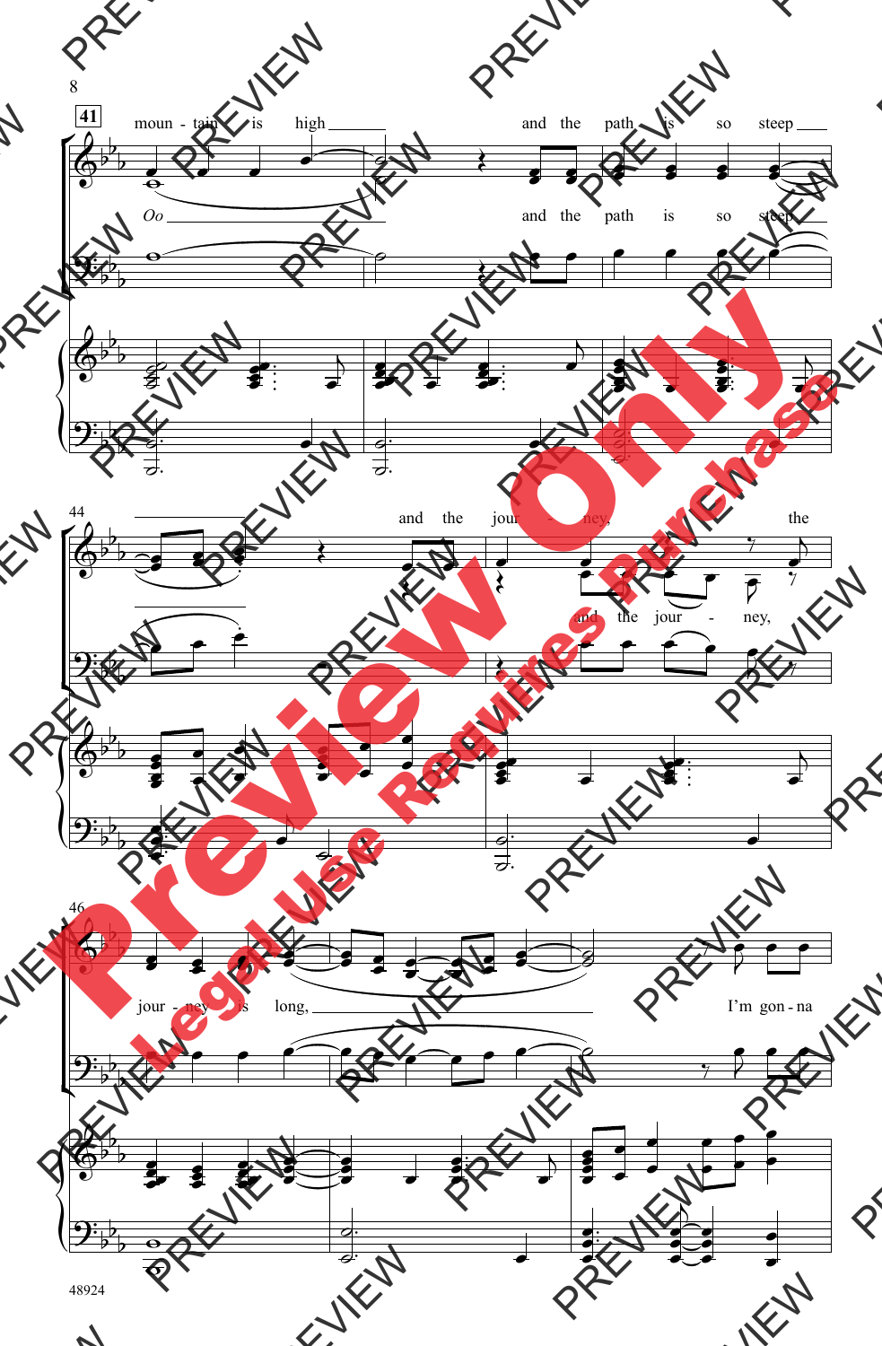41

moun - tain is high and the path is so steep

*Oo* and the path is so steep

44

and the jour - ney, the

and the jour - ney,

46

jour - ney is long, I'm gon - na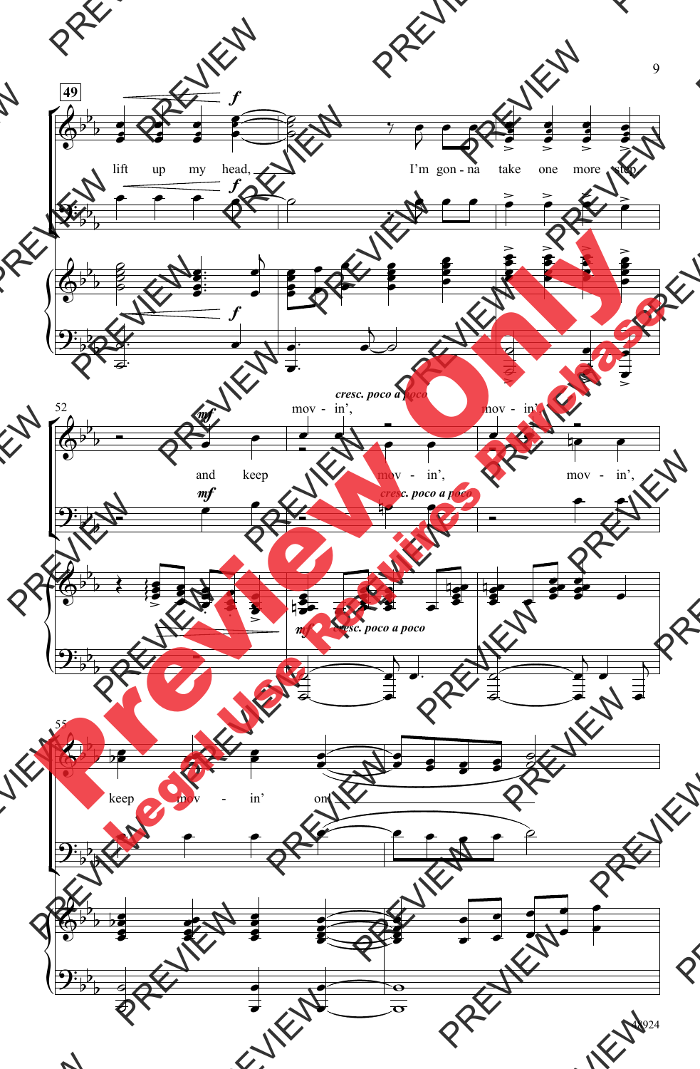49

*f*

lift up my head, I'm gon - na take one more step,

*f*

*f*

52

*mf* *cresc. poco a poco*

mov - in', mov - in',

and keep mov - in', mov - in',

*mf* *cresc. poco a poco*

*mf* *cresc. poco a poco*

55

keep mov - in' on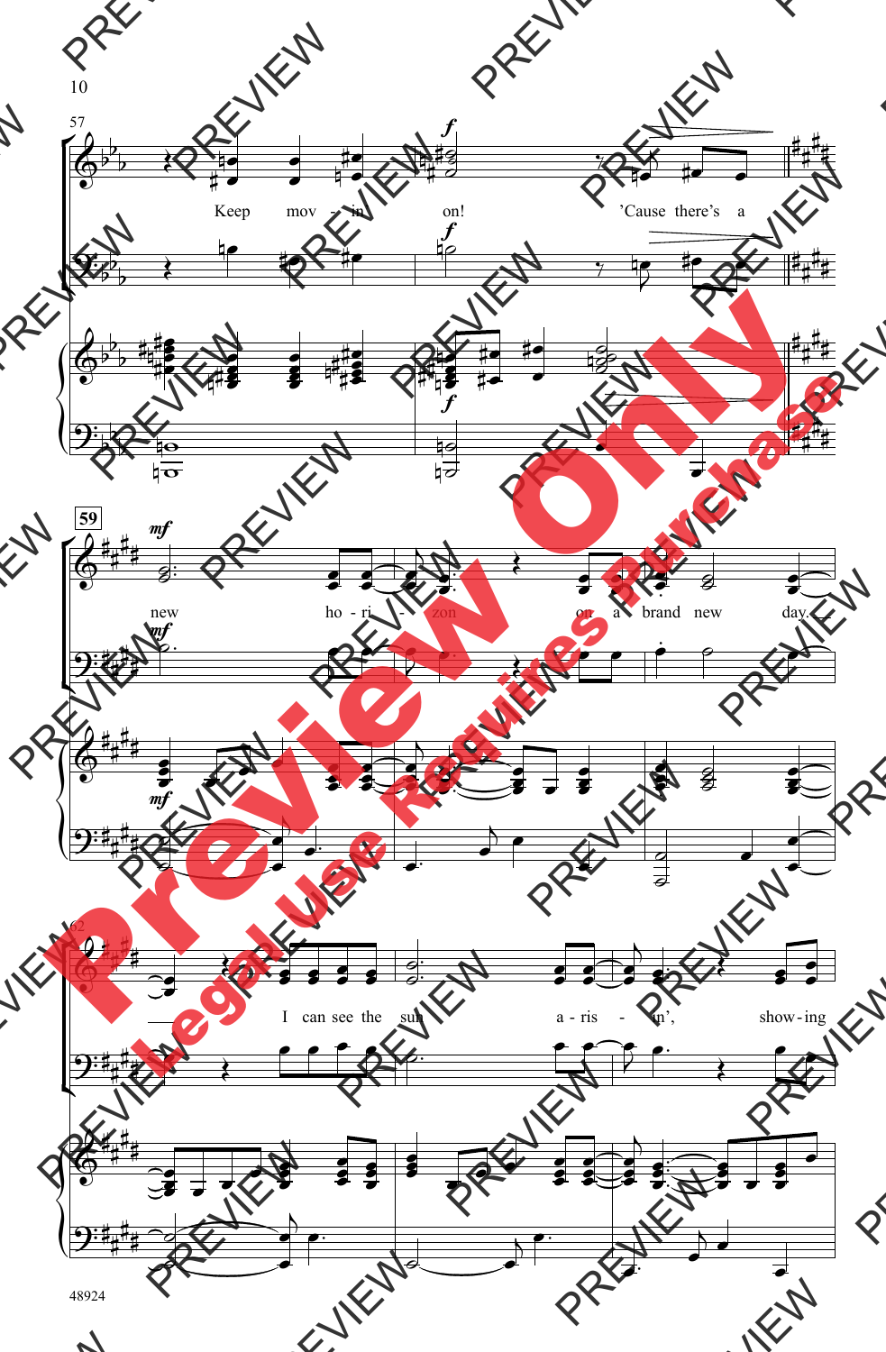Keep movin' on! 'Cause there's a

new horizon on a brand new day.

I can see the sun arisin', showing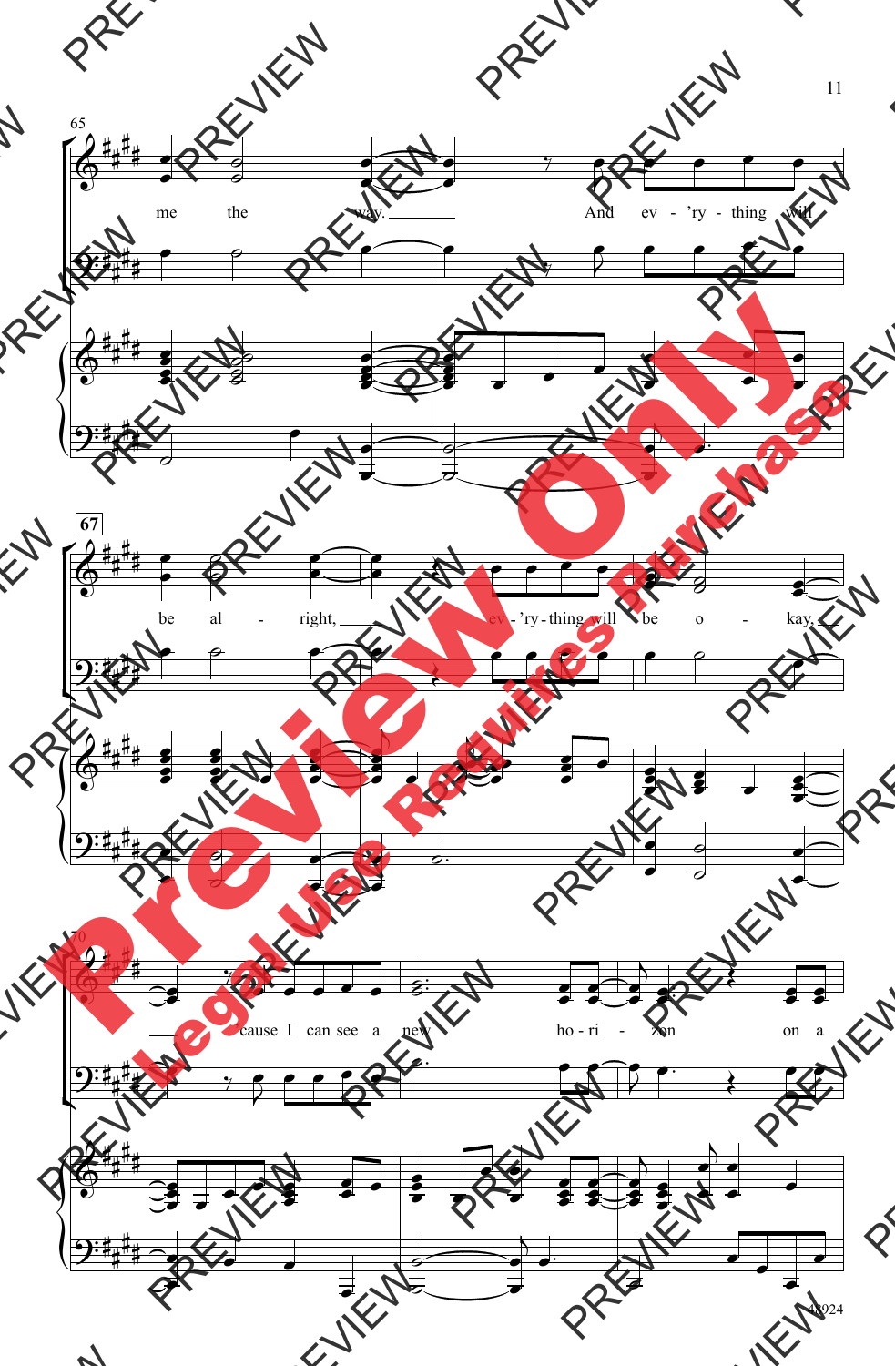65

me the way. And ev - 'ry - thing will

67

be al - right, ev - 'ry - thing will be o - kay,

70

'cause I can see a new ho - ri - zon on a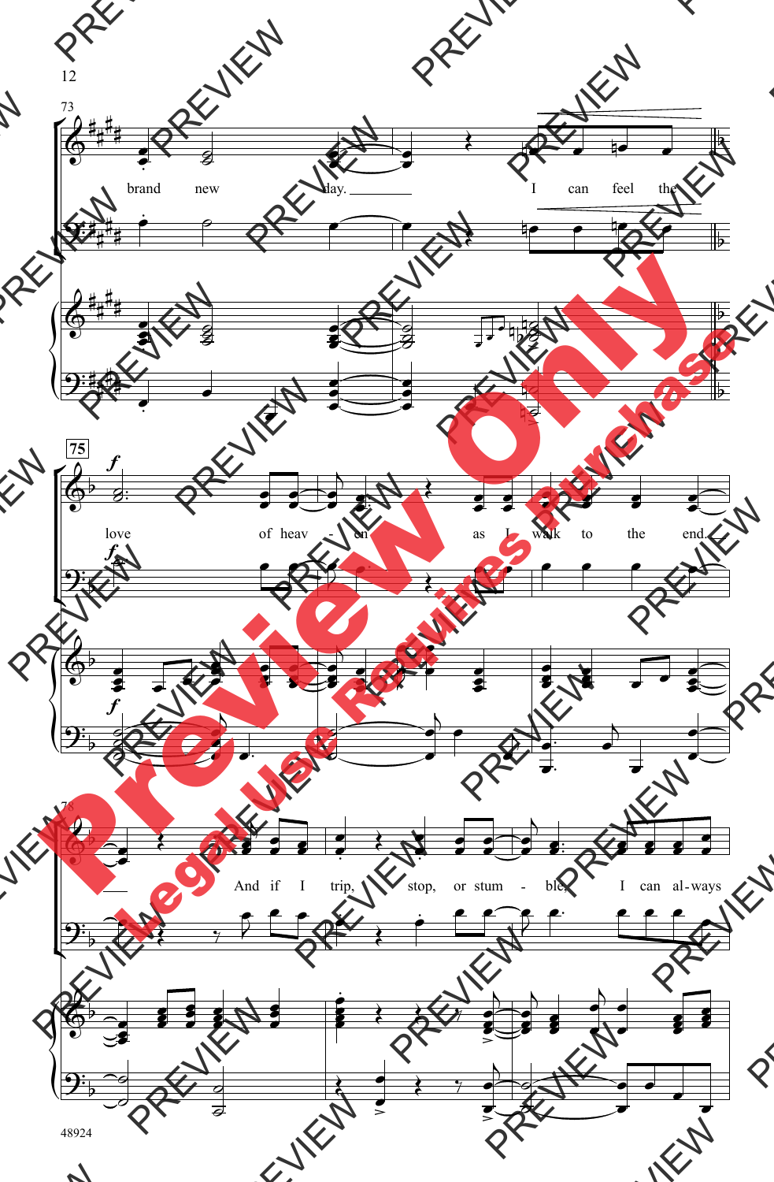73

brand new day. I can feel the

75

*f*

love of heav - en as I walk to the end.

78

And if I trip, stop, or stum - ble, I can al - ways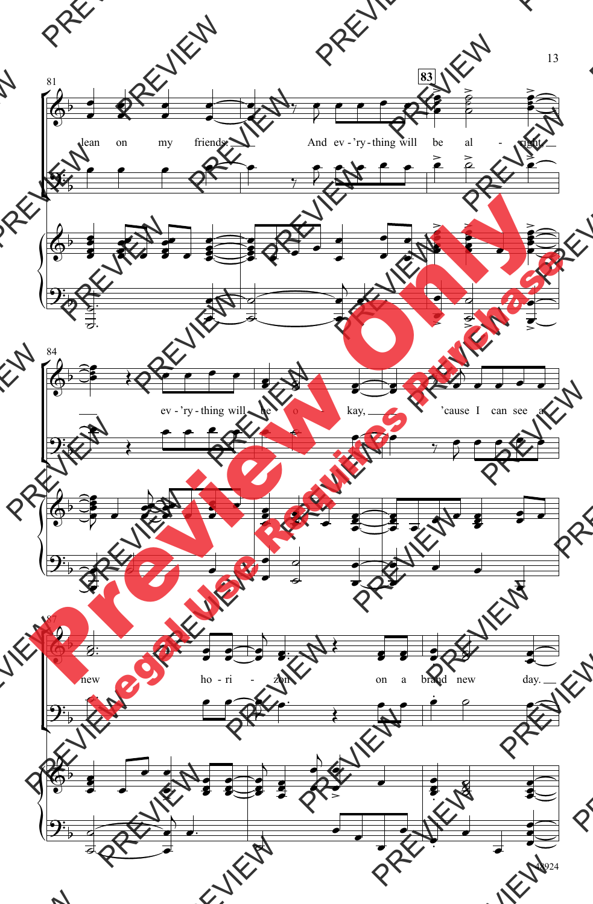lean on my friends. And ev - 'ry - thing will be al - right, ev - 'ry - thing will be o - kay, 'cause I can see a new ho - ri - zon on a brand new day.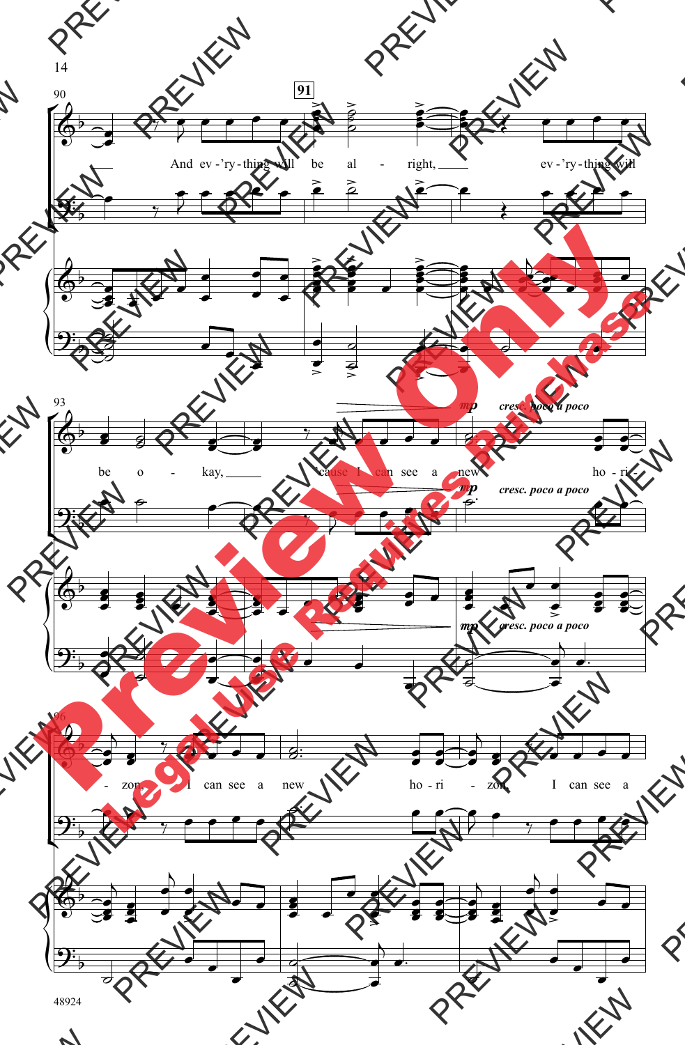91

And ev - 'ry - thing will be al - right, ev - 'ry - thing will

be o - kay, 'cause I can see a new ho - ri -

*mp* *cresc. poco a poco*

- zon, I can see a new ho - ri - zon, I can see a